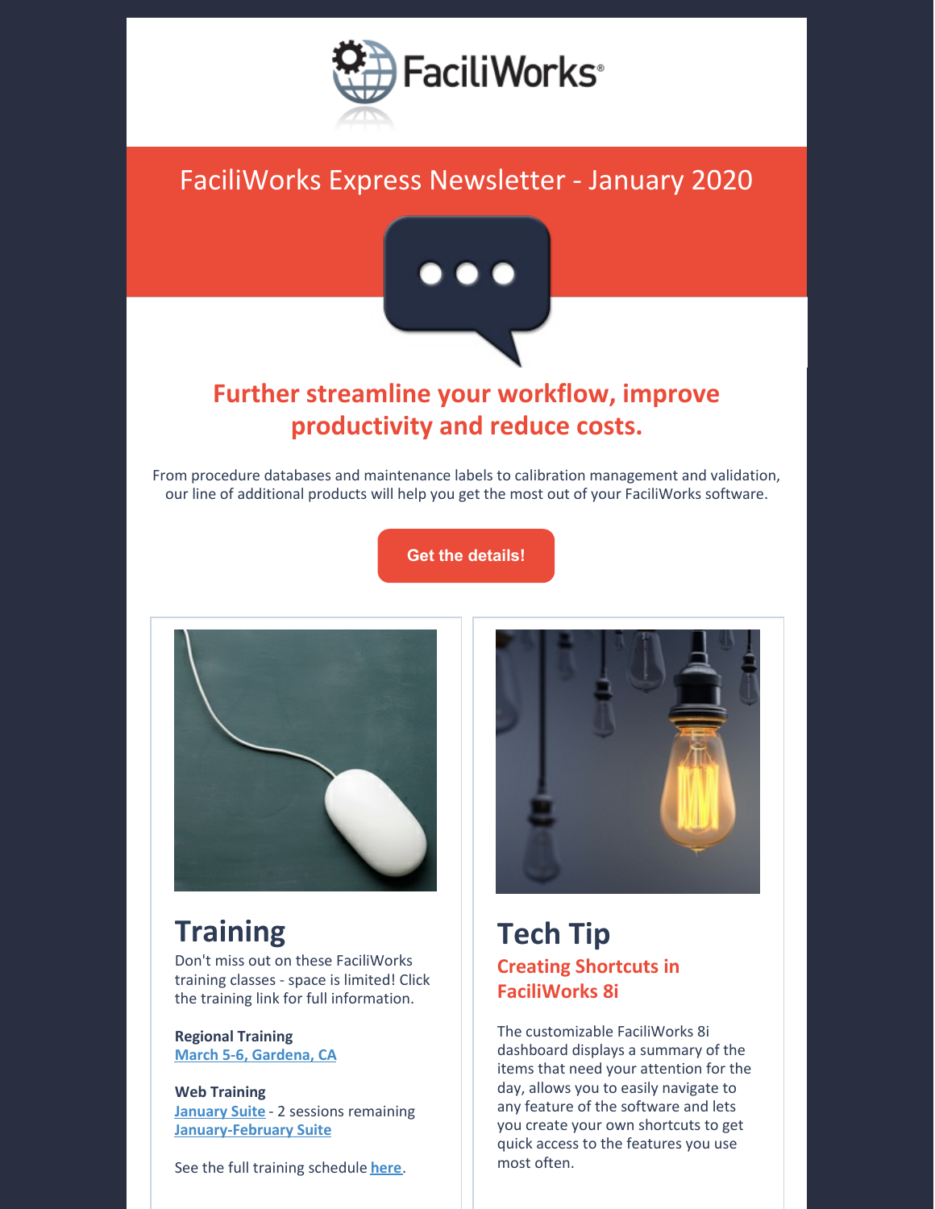FaciliWorks®

# FaciliWorks Express Newsletter - January 2020

## Further streamline your workflow, improve productivity and reduce costs.

From procedure databases and maintenance labels to calibration management and validation, our line of additional products will help you get the most out of your FaciliWorks software.

**Get the details!**

## Training

Don't miss out on these FaciliWorks training classes - space is limited! Click the training link for full information.

**Regional Training**
**March 5-6, Gardena, CA**

**Web Training**
**January Suite** - 2 sessions remaining
**January-February Suite**

See the full training schedule **here**.

## Tech Tip

### Creating Shortcuts in FaciliWorks 8i

The customizable FaciliWorks 8i dashboard displays a summary of the items that need your attention for the day, allows you to easily navigate to any feature of the software and lets you create your own shortcuts to get quick access to the features you use most often.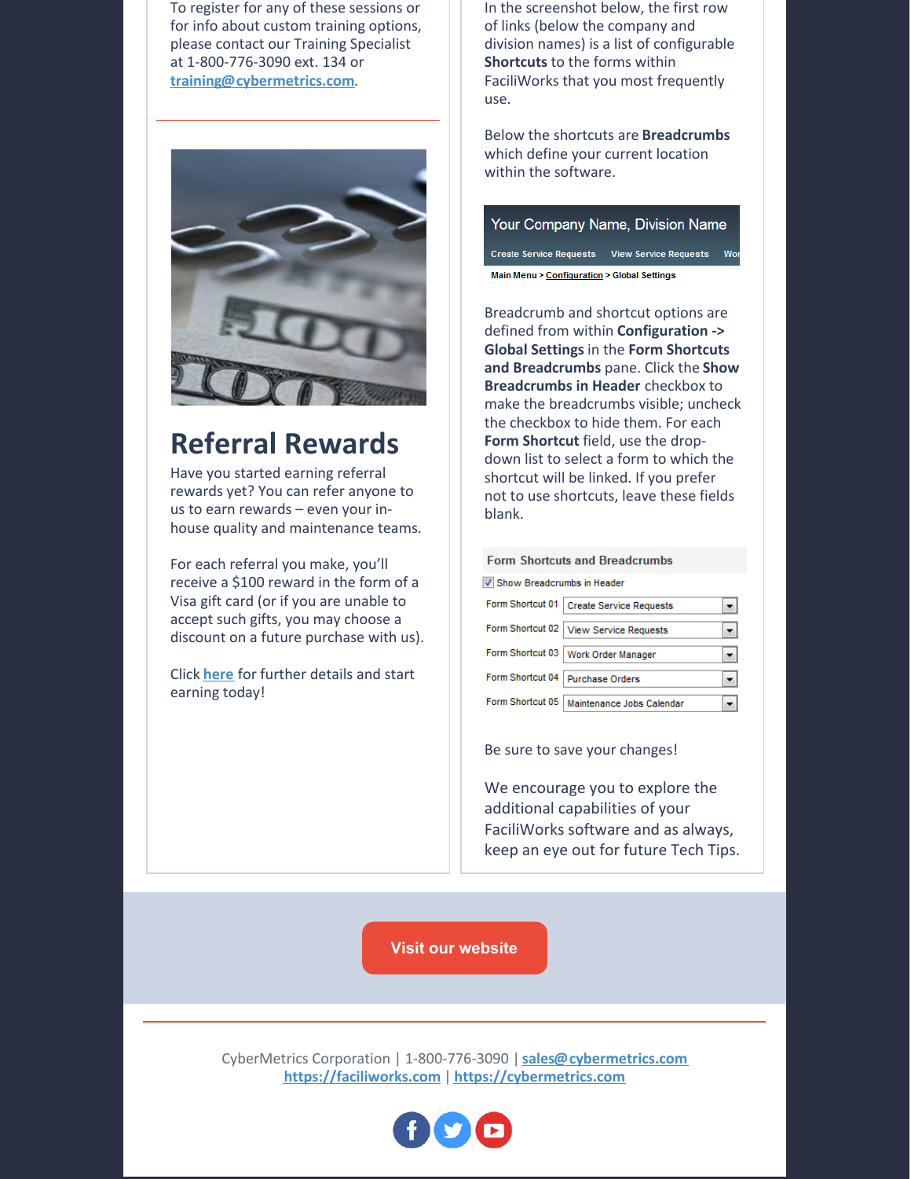To register for any of these sessions or for info about custom training options, please contact our Training Specialist at 1-800-776-3090 ext. 134 or training@cybermetrics.com.

## Referral Rewards

Have you started earning referral rewards yet? You can refer anyone to us to earn rewards – even your in-house quality and maintenance teams.

For each referral you make, you'll receive a $100 reward in the form of a Visa gift card (or if you are unable to accept such gifts, you may choose a discount on a future purchase with us).

Click here for further details and start earning today!

In the screenshot below, the first row of links (below the company and division names) is a list of configurable **Shortcuts** to the forms within FaciliWorks that you most frequently use.

Below the shortcuts are **Breadcrumbs** which define your current location within the software.

Your Company Name, Division Name

Create Service Requests    View Service Requests    Wor

Main Menu > Configuration > Global Settings

Breadcrumb and shortcut options are defined from within **Configuration -> Global Settings** in the **Form Shortcuts and Breadcrumbs** pane. Click the **Show Breadcrumbs in Header** checkbox to make the breadcrumbs visible; uncheck the checkbox to hide them. For each **Form Shortcut** field, use the drop-down list to select a form to which the shortcut will be linked. If you prefer not to use shortcuts, leave these fields blank.

Form Shortcuts and Breadcrumbs

☑ Show Breadcrumbs in Header

| | |
|---|---|
| Form Shortcut 01 | Create Service Requests |
| Form Shortcut 02 | View Service Requests |
| Form Shortcut 03 | Work Order Manager |
| Form Shortcut 04 | Purchase Orders |
| Form Shortcut 05 | Maintenance Jobs Calendar |

Be sure to save your changes!

We encourage you to explore the additional capabilities of your FaciliWorks software and as always, keep an eye out for future Tech Tips.

Visit our website

CyberMetrics Corporation | 1-800-776-3090 | sales@cybermetrics.com
https://faciliworks.com | https://cybermetrics.com